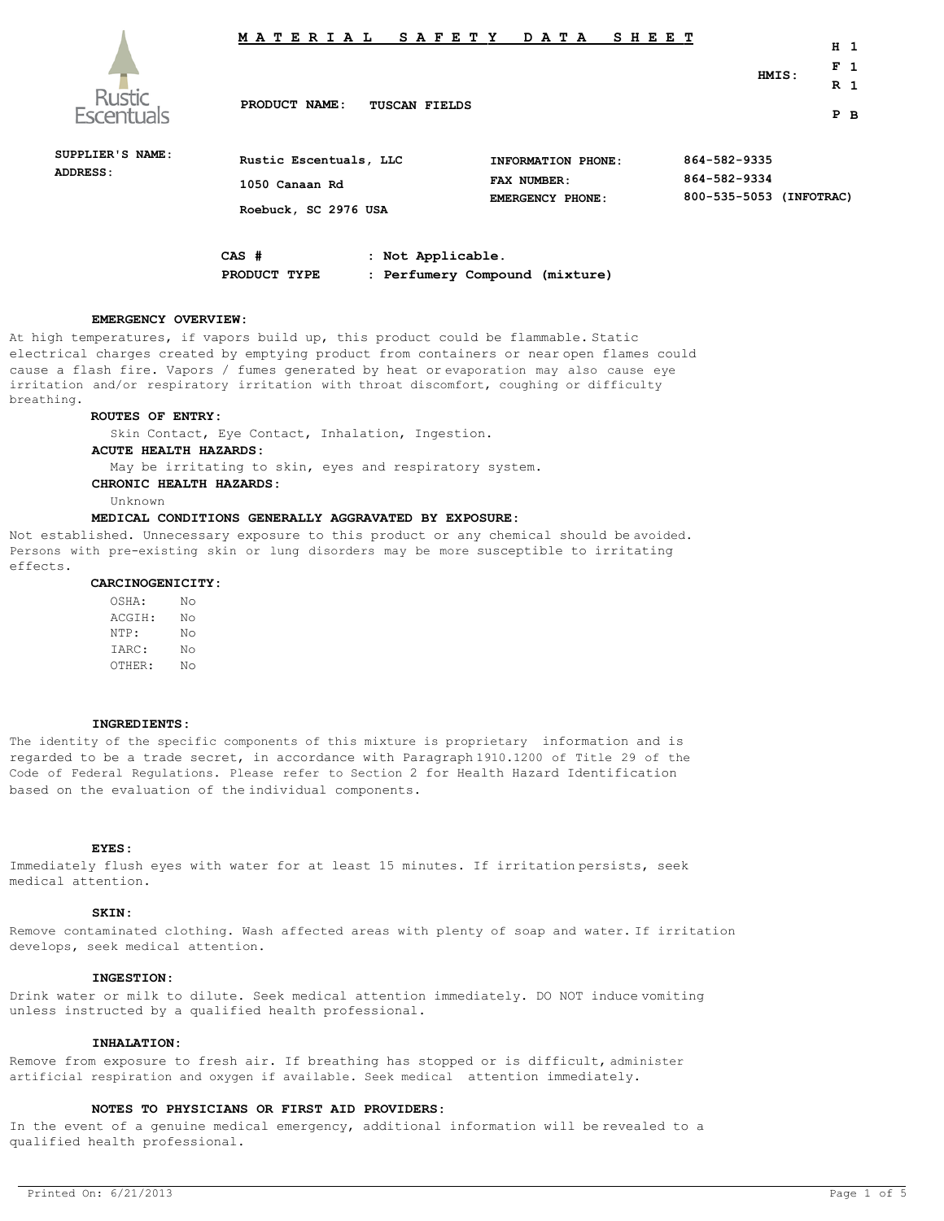# MATERIAL SAFETY DATA SHEET

Rustic Escentuals

**PRODUCT NAME:** **TUSCAN FIELDS**

**HMIS:**
H 1
F 1
R 1
P B

| | | | |
|---|---|---|---|
| **SUPPLIER'S NAME:** | **Rustic Escentuals, LLC** | **INFORMATION PHONE:** | **864-582-9335** |
| **ADDRESS:** | **1050 Canaan Rd** | **FAX NUMBER:** | **864-582-9334** |
| | **Roebuck, SC 2976 USA** | **EMERGENCY PHONE:** | **800-535-5053 (INFOTRAC)** |

**CAS #** : **Not Applicable.**
**PRODUCT TYPE** : **Perfumery Compound (mixture)**

### EMERGENCY OVERVIEW:

At high temperatures, if vapors build up, this product could be flammable. Static electrical charges created by emptying product from containers or near open flames could cause a flash fire. Vapors / fumes generated by heat or evaporation may also cause eye irritation and/or respiratory irritation with throat discomfort, coughing or difficulty breathing.

**ROUTES OF ENTRY:**

Skin Contact, Eye Contact, Inhalation, Ingestion.

**ACUTE HEALTH HAZARDS:**

May be irritating to skin, eyes and respiratory system.

**CHRONIC HEALTH HAZARDS:**

Unknown

**MEDICAL CONDITIONS GENERALLY AGGRAVATED BY EXPOSURE:**

Not established. Unnecessary exposure to this product or any chemical should be avoided. Persons with pre-existing skin or lung disorders may be more susceptible to irritating effects.

**CARCINOGENICITY:**

| | |
|---|---|
| OSHA: | No |
| ACGIH: | No |
| NTP: | No |
| IARC: | No |
| OTHER: | No |

### INGREDIENTS:

The identity of the specific components of this mixture is proprietary information and is regarded to be a trade secret, in accordance with Paragraph 1910.1200 of Title 29 of the Code of Federal Regulations. Please refer to Section 2 for Health Hazard Identification based on the evaluation of the individual components.

### EYES:

Immediately flush eyes with water for at least 15 minutes. If irritation persists, seek medical attention.

### SKIN:

Remove contaminated clothing. Wash affected areas with plenty of soap and water. If irritation develops, seek medical attention.

### INGESTION:

Drink water or milk to dilute. Seek medical attention immediately. DO NOT induce vomiting unless instructed by a qualified health professional.

### INHALATION:

Remove from exposure to fresh air. If breathing has stopped or is difficult, administer artificial respiration and oxygen if available. Seek medical attention immediately.

### NOTES TO PHYSICIANS OR FIRST AID PROVIDERS:

In the event of a genuine medical emergency, additional information will be revealed to a qualified health professional.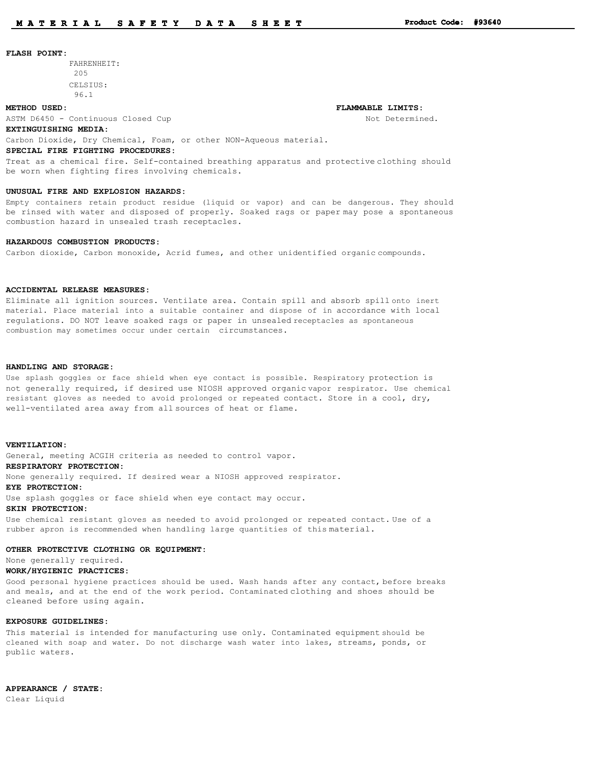**FLASH POINT:**

FAHRENHEIT:
205

CELSIUS:
96.1

**METHOD USED:**
ASTM D6450 - Continuous Closed Cup

**FLAMMABLE LIMITS:**
Not Determined.

**EXTINGUISHING MEDIA:**
Carbon Dioxide, Dry Chemical, Foam, or other NON-Aqueous material.

**SPECIAL FIRE FIGHTING PROCEDURES:**
Treat as a chemical fire. Self-contained breathing apparatus and protective clothing should be worn when fighting fires involving chemicals.

**UNUSUAL FIRE AND EXPLOSION HAZARDS:**
Empty containers retain product residue (liquid or vapor) and can be dangerous. They should be rinsed with water and disposed of properly. Soaked rags or paper may pose a spontaneous combustion hazard in unsealed trash receptacles.

**HAZARDOUS COMBUSTION PRODUCTS:**
Carbon dioxide, Carbon monoxide, Acrid fumes, and other unidentified organic compounds.

**ACCIDENTAL RELEASE MEASURES:**
Eliminate all ignition sources. Ventilate area. Contain spill and absorb spill onto inert material. Place material into a suitable container and dispose of in accordance with local regulations. DO NOT leave soaked rags or paper in unsealed receptacles as spontaneous combustion may sometimes occur under certain circumstances.

**HANDLING AND STORAGE:**
Use splash goggles or face shield when eye contact is possible. Respiratory protection is not generally required, if desired use NIOSH approved organic vapor respirator. Use chemical resistant gloves as needed to avoid prolonged or repeated contact. Store in a cool, dry, well-ventilated area away from all sources of heat or flame.

**VENTILATION:**
General, meeting ACGIH criteria as needed to control vapor.

**RESPIRATORY PROTECTION:**
None generally required. If desired wear a NIOSH approved respirator.

**EYE PROTECTION:**
Use splash goggles or face shield when eye contact may occur.

**SKIN PROTECTION:**
Use chemical resistant gloves as needed to avoid prolonged or repeated contact. Use of a rubber apron is recommended when handling large quantities of this material.

**OTHER PROTECTIVE CLOTHING OR EQUIPMENT:**
None generally required.

**WORK/HYGIENIC PRACTICES:**
Good personal hygiene practices should be used. Wash hands after any contact, before breaks and meals, and at the end of the work period. Contaminated clothing and shoes should be cleaned before using again.

**EXPOSURE GUIDELINES:**
This material is intended for manufacturing use only. Contaminated equipment should be cleaned with soap and water. Do not discharge wash water into lakes, streams, ponds, or public waters.

**APPEARANCE / STATE:**
Clear Liquid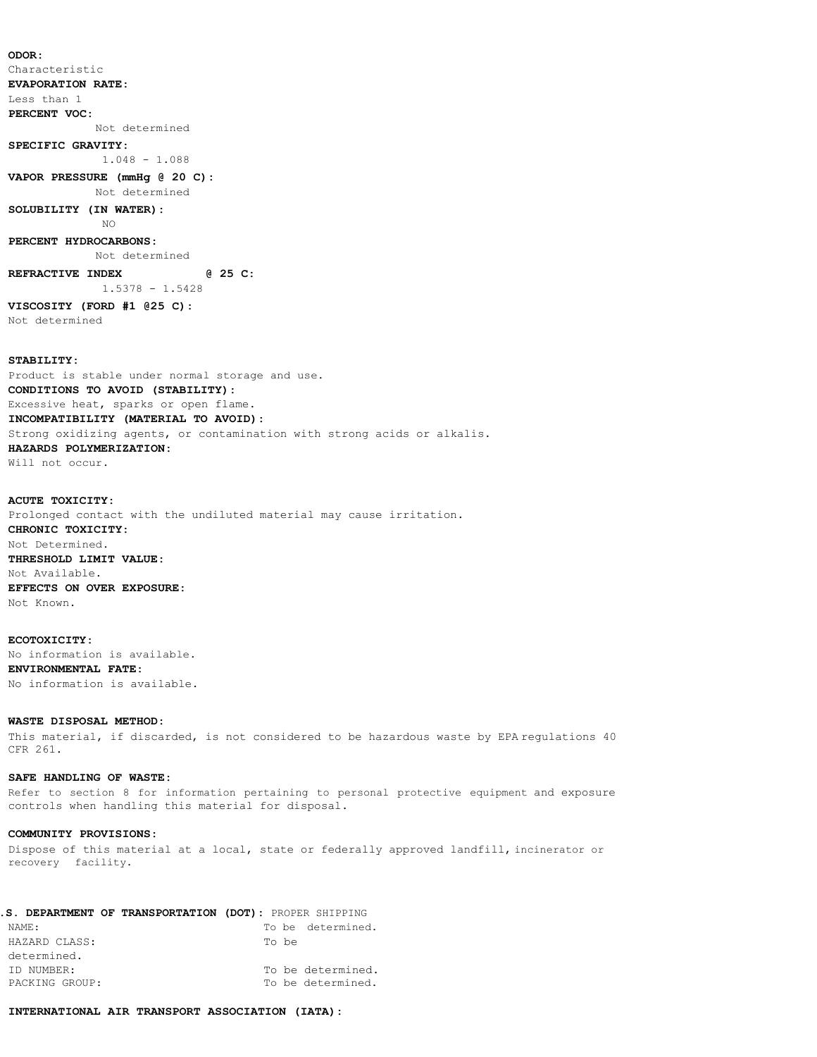**ODOR:**
Characteristic
**EVAPORATION RATE:**
Less than 1
**PERCENT VOC:**
Not determined
**SPECIFIC GRAVITY:**
1.048 - 1.088
**VAPOR PRESSURE (mmHg @ 20 C):**
Not determined
**SOLUBILITY (IN WATER):**
NO
**PERCENT HYDROCARBONS:**
Not determined
**REFRACTIVE INDEX @ 25 C:**
1.5378 - 1.5428
**VISCOSITY (FORD #1 @25 C):**
Not determined

**STABILITY:**
Product is stable under normal storage and use.
**CONDITIONS TO AVOID (STABILITY):**
Excessive heat, sparks or open flame.
**INCOMPATIBILITY (MATERIAL TO AVOID):**
Strong oxidizing agents, or contamination with strong acids or alkalis.
**HAZARDS POLYMERIZATION:**
Will not occur.

**ACUTE TOXICITY:**
Prolonged contact with the undiluted material may cause irritation.
**CHRONIC TOXICITY:**
Not Determined.
**THRESHOLD LIMIT VALUE:**
Not Available.
**EFFECTS ON OVER EXPOSURE:**
Not Known.

**ECOTOXICITY:**
No information is available.
**ENVIRONMENTAL FATE:**
No information is available.

**WASTE DISPOSAL METHOD:**
This material, if discarded, is not considered to be hazardous waste by EPA regulations 40 CFR 261.

**SAFE HANDLING OF WASTE:**
Refer to section 8 for information pertaining to personal protective equipment and exposure controls when handling this material for disposal.

**COMMUNITY PROVISIONS:**
Dispose of this material at a local, state or federally approved landfill, incinerator or recovery facility.

**.S. DEPARTMENT OF TRANSPORTATION (DOT):** PROPER SHIPPING

| | |
|---|---|
| NAME: | To be determined. |
| HAZARD CLASS: | To be determined. |
| ID NUMBER: | To be determined. |
| PACKING GROUP: | To be determined. |

**INTERNATIONAL AIR TRANSPORT ASSOCIATION (IATA):**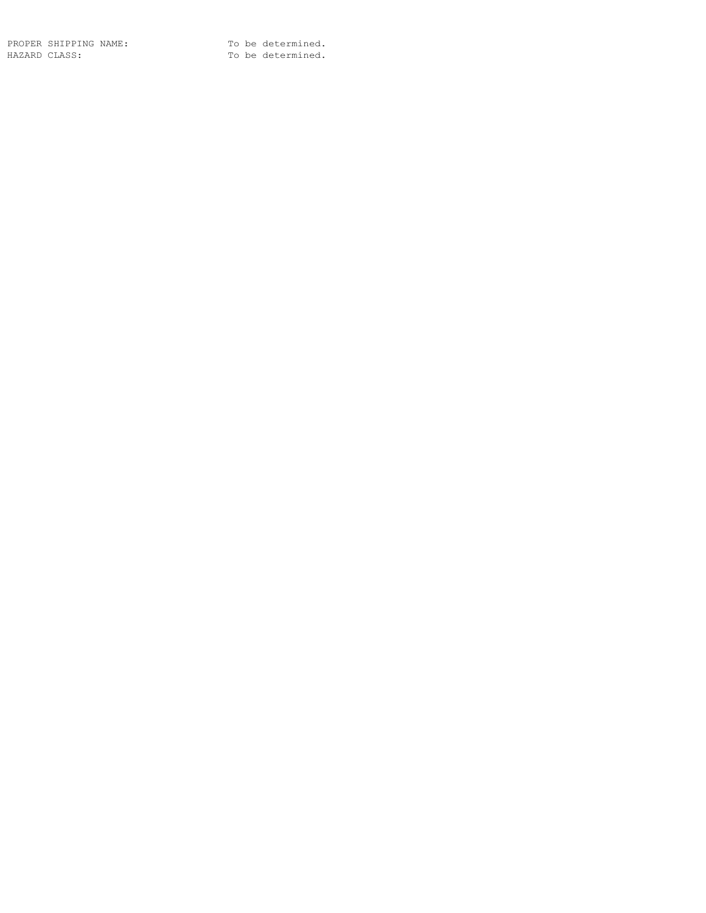PROPER SHIPPING NAME: To be determined.
HAZARD CLASS: To be determined.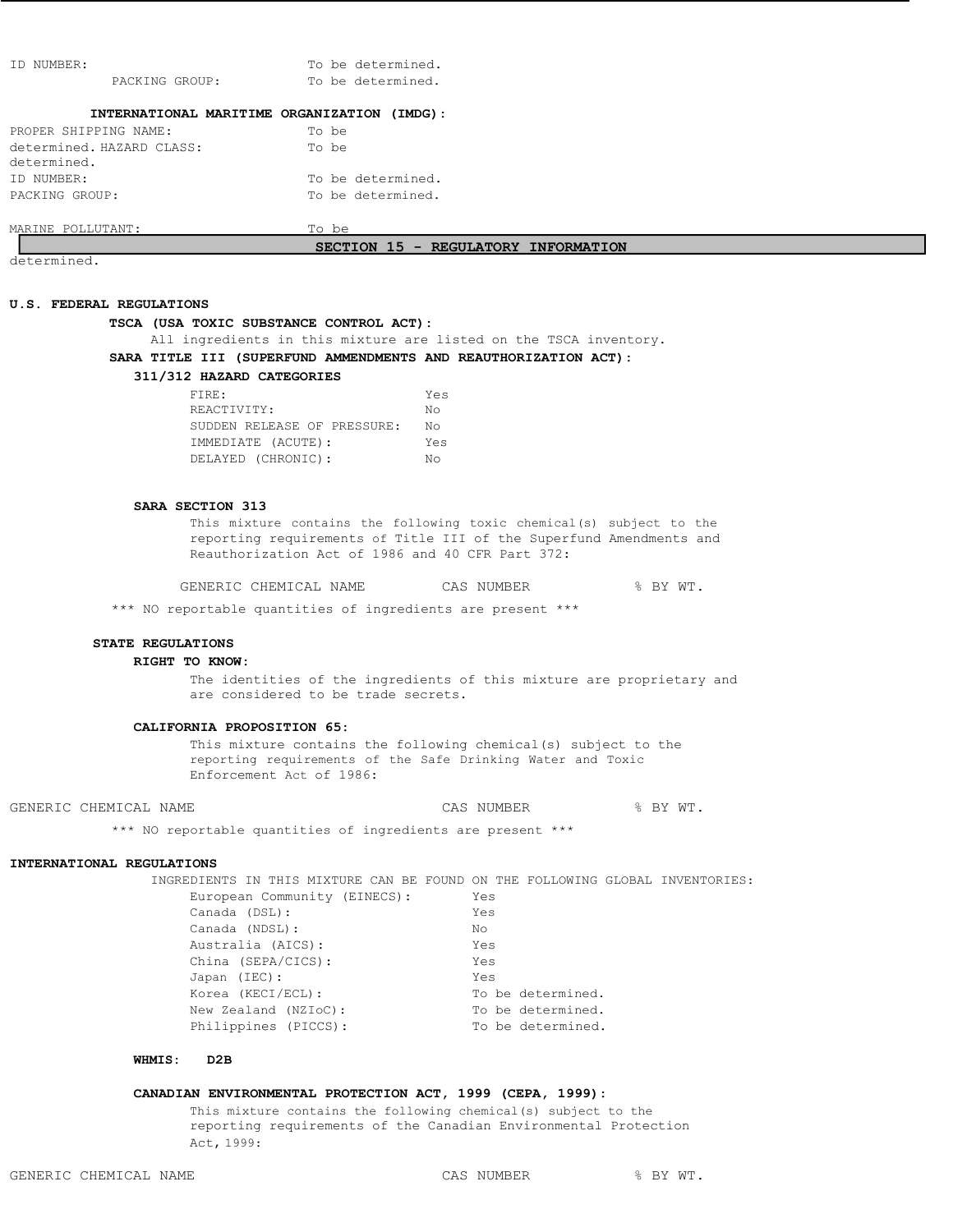ID NUMBER: To be determined.
PACKING GROUP: To be determined.

**INTERNATIONAL MARITIME ORGANIZATION (IMDG):**

PROPER SHIPPING NAME: To be determined.
HAZARD CLASS: To be determined.
ID NUMBER: To be determined.
PACKING GROUP: To be determined.

MARINE POLLUTANT: To be determined.

## SECTION 15 - REGULATORY INFORMATION

**U.S. FEDERAL REGULATIONS**

**TSCA (USA TOXIC SUBSTANCE CONTROL ACT):**

All ingredients in this mixture are listed on the TSCA inventory.

**SARA TITLE III (SUPERFUND AMMENDMENTS AND REAUTHORIZATION ACT):**

**311/312 HAZARD CATEGORIES**

| | |
|---|---|
| FIRE: | Yes |
| REACTIVITY: | No |
| SUDDEN RELEASE OF PRESSURE: | No |
| IMMEDIATE (ACUTE): | Yes |
| DELAYED (CHRONIC): | No |

**SARA SECTION 313**

This mixture contains the following toxic chemical(s) subject to the reporting requirements of Title III of the Superfund Amendments and Reauthorization Act of 1986 and 40 CFR Part 372:

| GENERIC CHEMICAL NAME | CAS NUMBER | % BY WT. |
|---|---|---|

\*\*\* NO reportable quantities of ingredients are present \*\*\*

**STATE REGULATIONS**

**RIGHT TO KNOW:**

The identities of the ingredients of this mixture are proprietary and are considered to be trade secrets.

**CALIFORNIA PROPOSITION 65:**

This mixture contains the following chemical(s) subject to the reporting requirements of the Safe Drinking Water and Toxic Enforcement Act of 1986:

| GENERIC CHEMICAL NAME | CAS NUMBER | % BY WT. |
|---|---|---|

\*\*\* NO reportable quantities of ingredients are present \*\*\*

**INTERNATIONAL REGULATIONS**

INGREDIENTS IN THIS MIXTURE CAN BE FOUND ON THE FOLLOWING GLOBAL INVENTORIES:

| | |
|---|---|
| European Community (EINECS): | Yes |
| Canada (DSL): | Yes |
| Canada (NDSL): | No |
| Australia (AICS): | Yes |
| China (SEPA/CICS): | Yes |
| Japan (IEC): | Yes |
| Korea (KECI/ECL): | To be determined. |
| New Zealand (NZIoC): | To be determined. |
| Philippines (PICCS): | To be determined. |

**WHMIS: D2B**

**CANADIAN ENVIRONMENTAL PROTECTION ACT, 1999 (CEPA, 1999):**

This mixture contains the following chemical(s) subject to the reporting requirements of the Canadian Environmental Protection Act, 1999:

| GENERIC CHEMICAL NAME | CAS NUMBER | % BY WT. |
|---|---|---|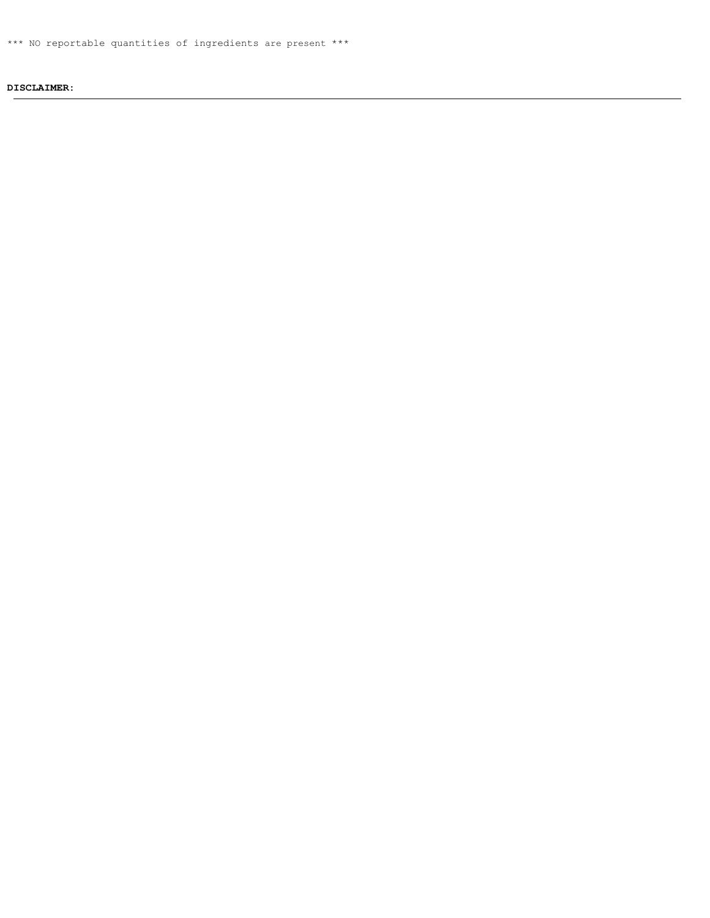*** NO reportable quantities of ingredients are present ***

**DISCLAIMER:**

---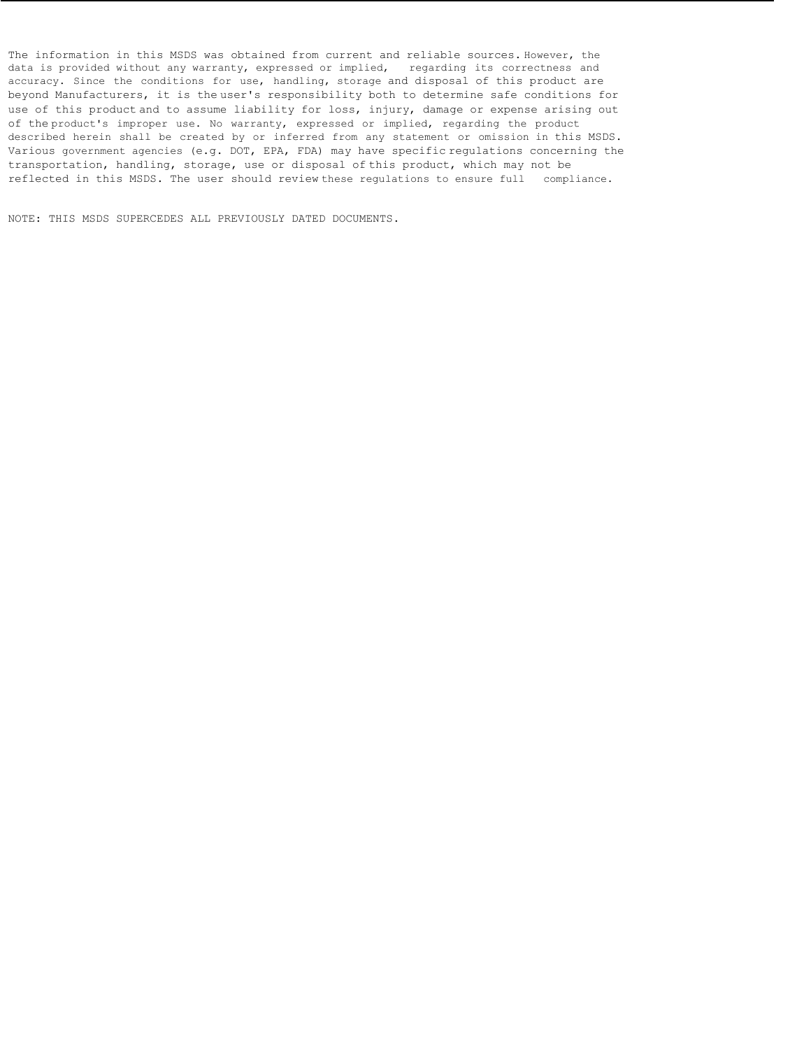The information in this MSDS was obtained from current and reliable sources. However, the data is provided without any warranty, expressed or implied, regarding its correctness and accuracy. Since the conditions for use, handling, storage and disposal of this product are beyond Manufacturers, it is the user's responsibility both to determine safe conditions for use of this product and to assume liability for loss, injury, damage or expense arising out of the product's improper use. No warranty, expressed or implied, regarding the product described herein shall be created by or inferred from any statement or omission in this MSDS. Various government agencies (e.g. DOT, EPA, FDA) may have specific regulations concerning the transportation, handling, storage, use or disposal of this product, which may not be reflected in this MSDS. The user should review these regulations to ensure full compliance.

NOTE: THIS MSDS SUPERCEDES ALL PREVIOUSLY DATED DOCUMENTS.